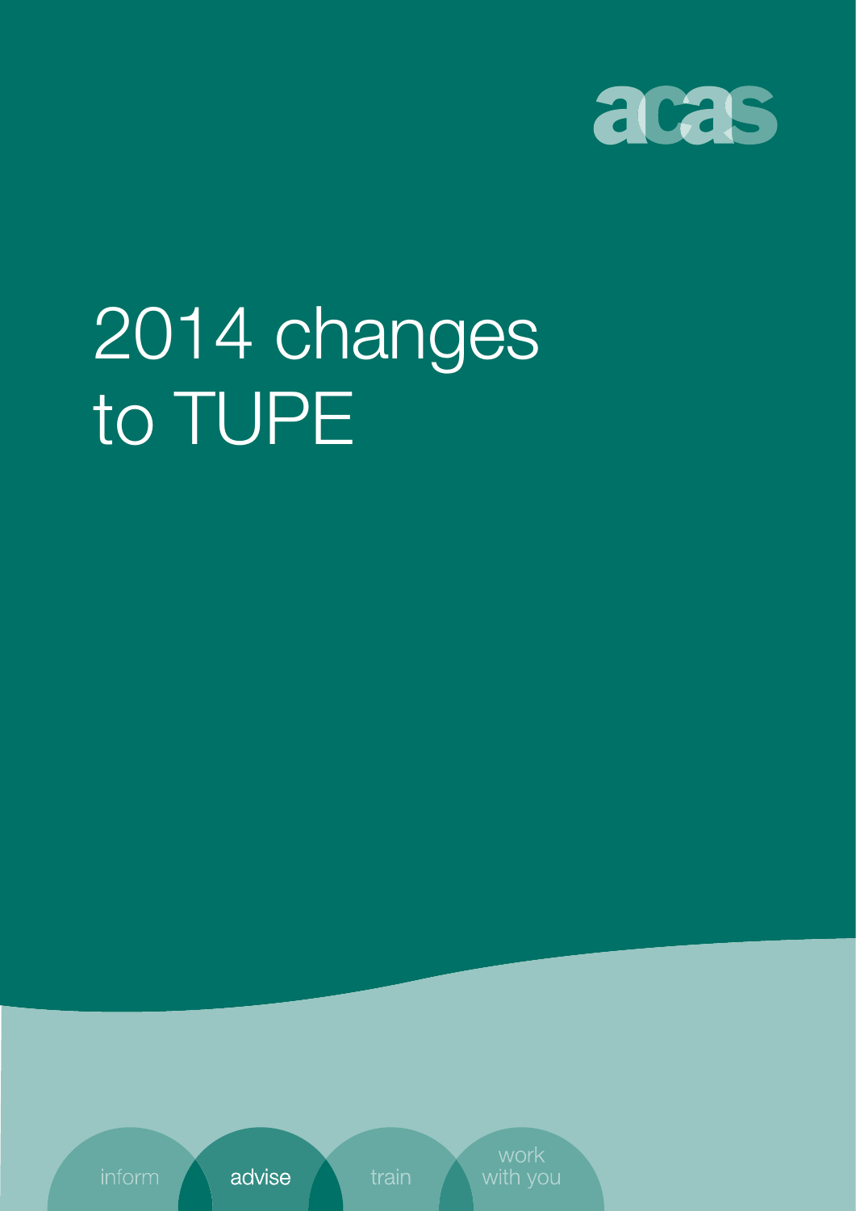acas

# 2014 changes to TUPE

inform advise train work with you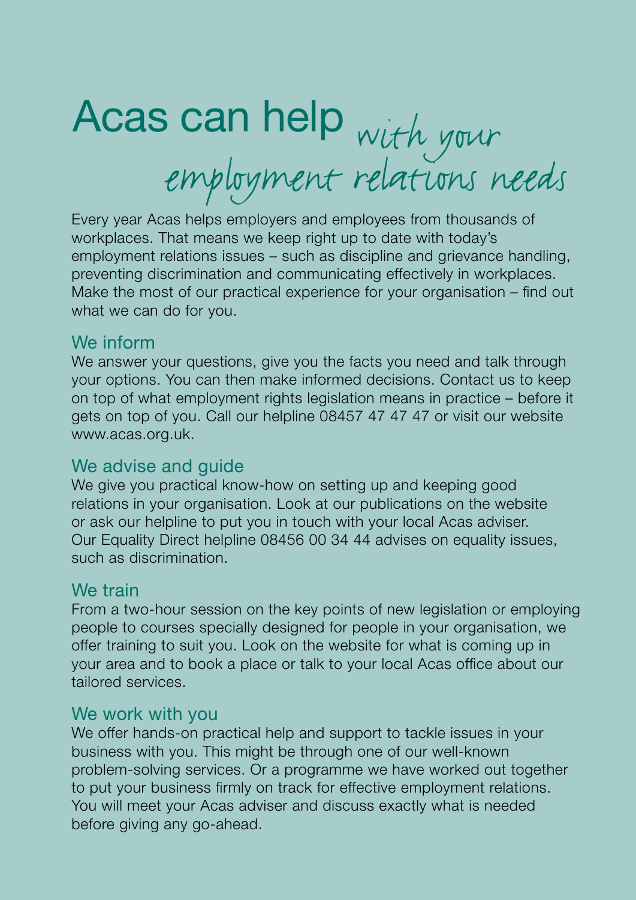# Acas can help *with your employment relations needs*

Every year Acas helps employers and employees from thousands of workplaces. That means we keep right up to date with today's employment relations issues – such as discipline and grievance handling, preventing discrimination and communicating effectively in workplaces. Make the most of our practical experience for your organisation – find out what we can do for you.

## We inform

We answer your questions, give you the facts you need and talk through your options. You can then make informed decisions. Contact us to keep on top of what employment rights legislation means in practice – before it gets on top of you. Call our helpline 08457 47 47 47 or visit our website www.acas.org.uk.

## We advise and guide

We give you practical know-how on setting up and keeping good relations in your organisation. Look at our publications on the website or ask our helpline to put you in touch with your local Acas adviser. Our Equality Direct helpline 08456 00 34 44 advises on equality issues, such as discrimination.

## We train

From a two-hour session on the key points of new legislation or employing people to courses specially designed for people in your organisation, we offer training to suit you. Look on the website for what is coming up in your area and to book a place or talk to your local Acas office about our tailored services.

## We work with you

We offer hands-on practical help and support to tackle issues in your business with you. This might be through one of our well-known problem-solving services. Or a programme we have worked out together to put your business firmly on track for effective employment relations. You will meet your Acas adviser and discuss exactly what is needed before giving any go-ahead.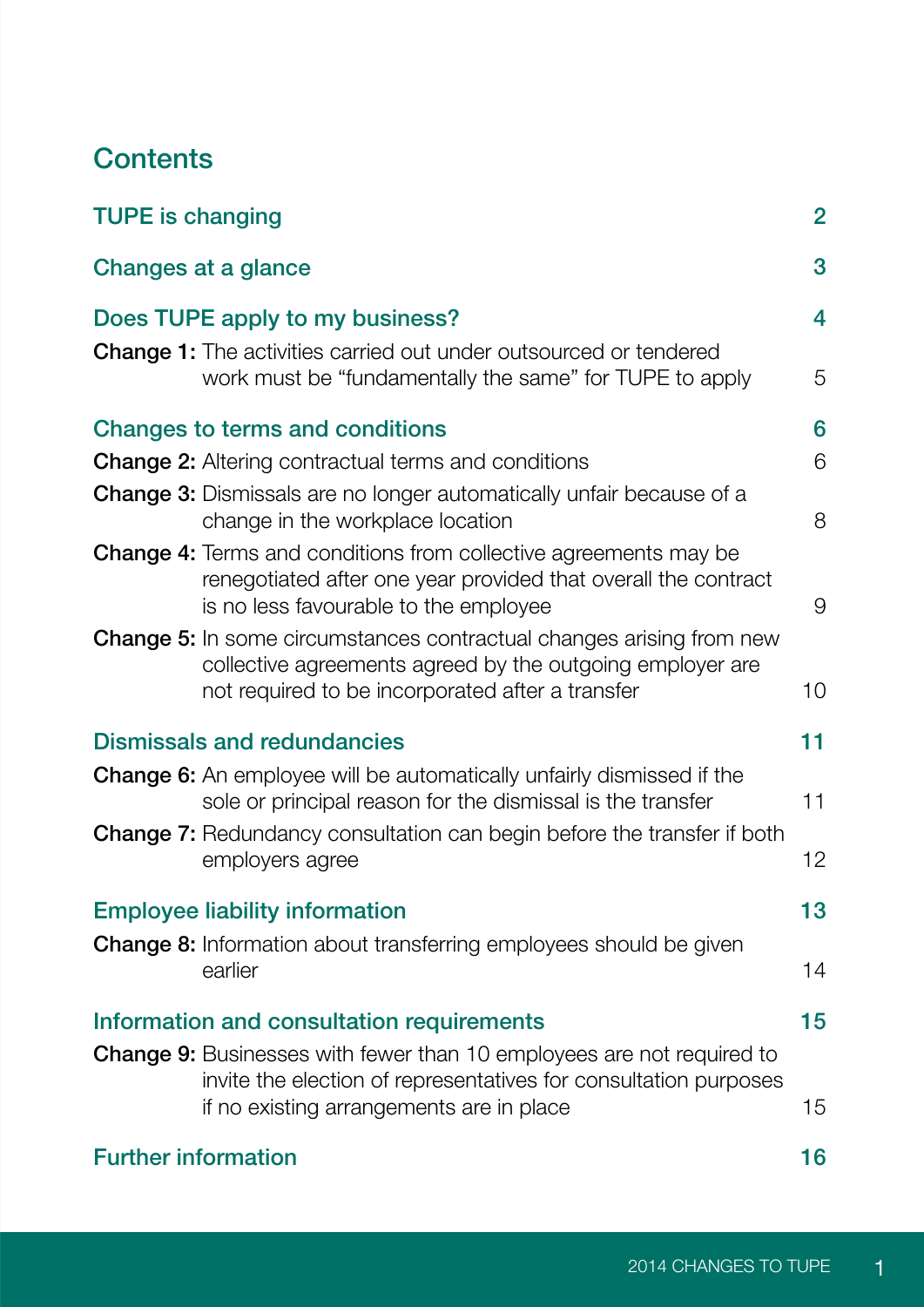# Contents

| | |
|---|---|
| **TUPE is changing** | **2** |
| **Changes at a glance** | **3** |
| **Does TUPE apply to my business?** | **4** |
| **Change 1:** The activities carried out under outsourced or tendered work must be "fundamentally the same" for TUPE to apply | 5 |
| **Changes to terms and conditions** | **6** |
| **Change 2:** Altering contractual terms and conditions | 6 |
| **Change 3:** Dismissals are no longer automatically unfair because of a change in the workplace location | 8 |
| **Change 4:** Terms and conditions from collective agreements may be renegotiated after one year provided that overall the contract is no less favourable to the employee | 9 |
| **Change 5:** In some circumstances contractual changes arising from new collective agreements agreed by the outgoing employer are not required to be incorporated after a transfer | 10 |
| **Dismissals and redundancies** | **11** |
| **Change 6:** An employee will be automatically unfairly dismissed if the sole or principal reason for the dismissal is the transfer | 11 |
| **Change 7:** Redundancy consultation can begin before the transfer if both employers agree | 12 |
| **Employee liability information** | **13** |
| **Change 8:** Information about transferring employees should be given earlier | 14 |
| **Information and consultation requirements** | **15** |
| **Change 9:** Businesses with fewer than 10 employees are not required to invite the election of representatives for consultation purposes if no existing arrangements are in place | 15 |
| **Further information** | **16** |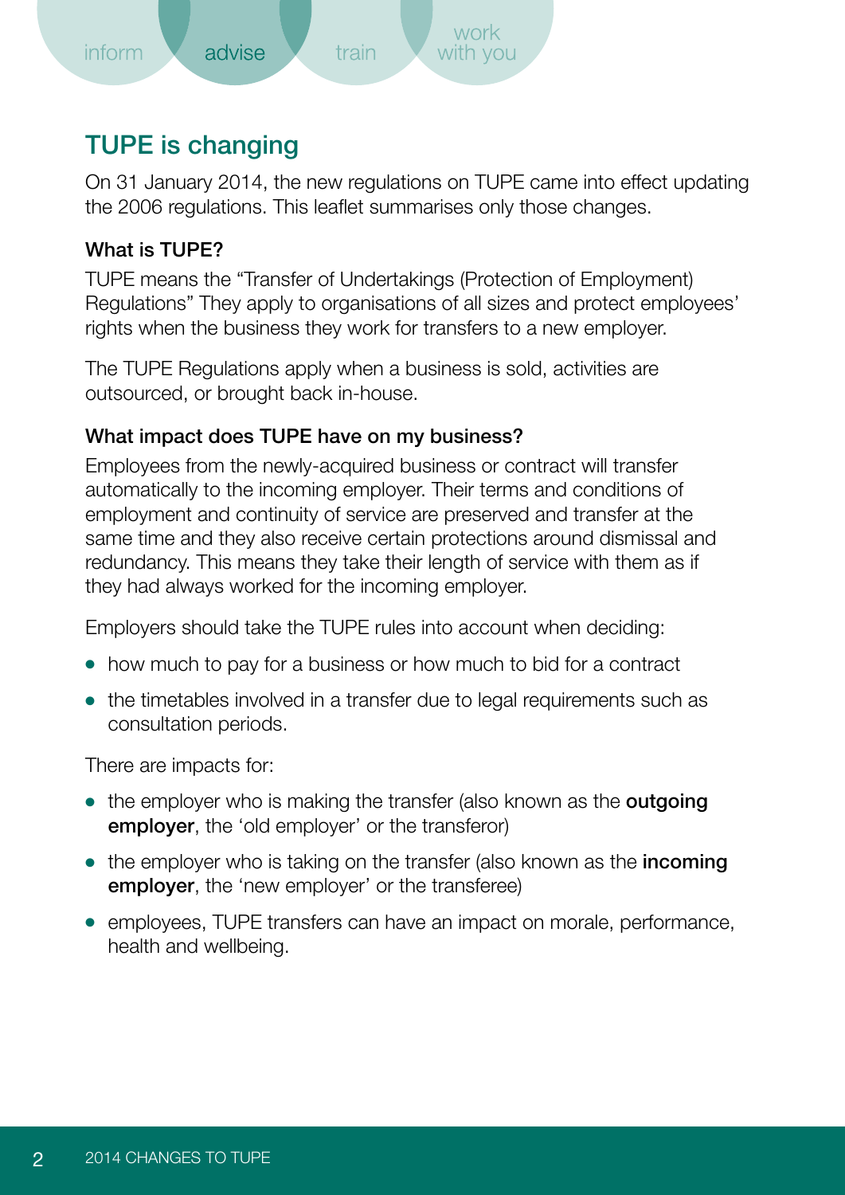## TUPE is changing

On 31 January 2014, the new regulations on TUPE came into effect updating the 2006 regulations. This leaflet summarises only those changes.

### What is TUPE?

TUPE means the "Transfer of Undertakings (Protection of Employment) Regulations" They apply to organisations of all sizes and protect employees' rights when the business they work for transfers to a new employer.

The TUPE Regulations apply when a business is sold, activities are outsourced, or brought back in-house.

### What impact does TUPE have on my business?

Employees from the newly-acquired business or contract will transfer automatically to the incoming employer. Their terms and conditions of employment and continuity of service are preserved and transfer at the same time and they also receive certain protections around dismissal and redundancy. This means they take their length of service with them as if they had always worked for the incoming employer.

Employers should take the TUPE rules into account when deciding:

- how much to pay for a business or how much to bid for a contract
- the timetables involved in a transfer due to legal requirements such as consultation periods.

There are impacts for:

- the employer who is making the transfer (also known as the **outgoing employer**, the 'old employer' or the transferor)
- the employer who is taking on the transfer (also known as the **incoming employer**, the 'new employer' or the transferee)
- employees, TUPE transfers can have an impact on morale, performance, health and wellbeing.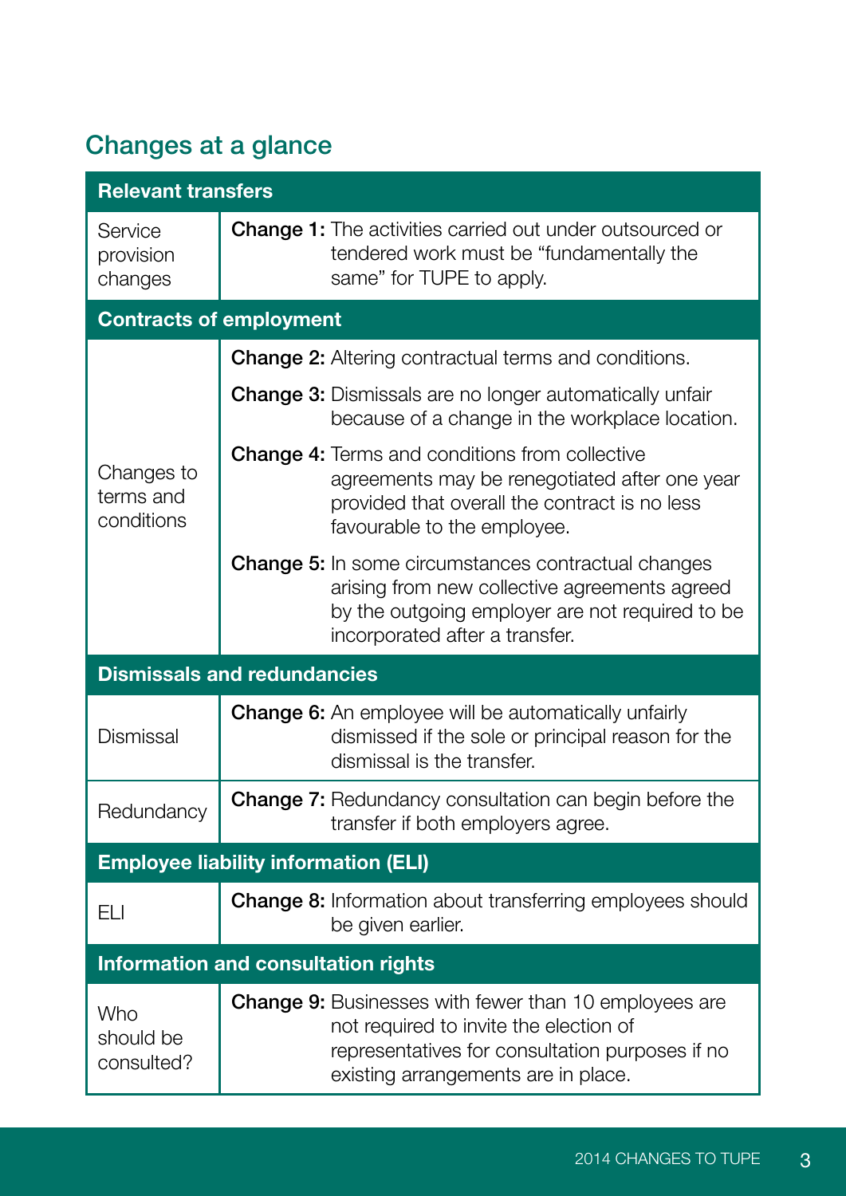## Changes at a glance

| Relevant transfers | |
|---|---|
| Service provision changes | **Change 1:** The activities carried out under outsourced or tendered work must be "fundamentally the same" for TUPE to apply. |
| **Contracts of employment** | |
| Changes to terms and conditions | **Change 2:** Altering contractual terms and conditions. |
| | **Change 3:** Dismissals are no longer automatically unfair because of a change in the workplace location. |
| | **Change 4:** Terms and conditions from collective agreements may be renegotiated after one year provided that overall the contract is no less favourable to the employee. |
| | **Change 5:** In some circumstances contractual changes arising from new collective agreements agreed by the outgoing employer are not required to be incorporated after a transfer. |
| **Dismissals and redundancies** | |
| Dismissal | **Change 6:** An employee will be automatically unfairly dismissed if the sole or principal reason for the dismissal is the transfer. |
| Redundancy | **Change 7:** Redundancy consultation can begin before the transfer if both employers agree. |
| **Employee liability information (ELI)** | |
| ELI | **Change 8:** Information about transferring employees should be given earlier. |
| **Information and consultation rights** | |
| Who should be consulted? | **Change 9:** Businesses with fewer than 10 employees are not required to invite the election of representatives for consultation purposes if no existing arrangements are in place. |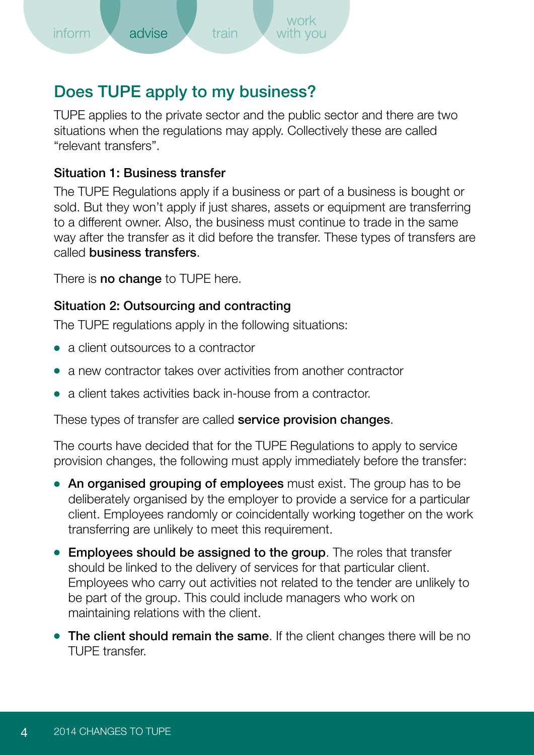## Does TUPE apply to my business?

TUPE applies to the private sector and the public sector and there are two situations when the regulations may apply. Collectively these are called "relevant transfers".

### Situation 1: Business transfer

The TUPE Regulations apply if a business or part of a business is bought or sold. But they won't apply if just shares, assets or equipment are transferring to a different owner. Also, the business must continue to trade in the same way after the transfer as it did before the transfer. These types of transfers are called **business transfers**.

There is **no change** to TUPE here.

### Situation 2: Outsourcing and contracting

The TUPE regulations apply in the following situations:

- a client outsources to a contractor
- a new contractor takes over activities from another contractor
- a client takes activities back in-house from a contractor.

These types of transfer are called **service provision changes**.

The courts have decided that for the TUPE Regulations to apply to service provision changes, the following must apply immediately before the transfer:

- **An organised grouping of employees** must exist. The group has to be deliberately organised by the employer to provide a service for a particular client. Employees randomly or coincidentally working together on the work transferring are unlikely to meet this requirement.
- **Employees should be assigned to the group**. The roles that transfer should be linked to the delivery of services for that particular client. Employees who carry out activities not related to the tender are unlikely to be part of the group. This could include managers who work on maintaining relations with the client.
- **The client should remain the same**. If the client changes there will be no TUPE transfer.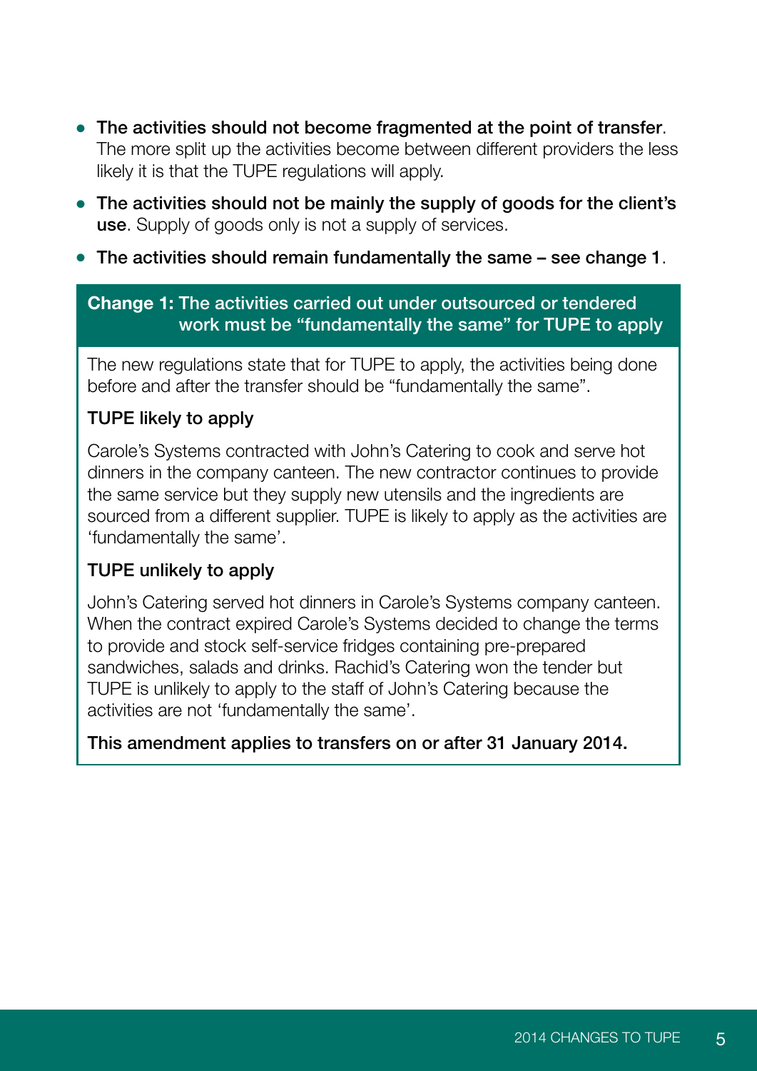- **The activities should not become fragmented at the point of transfer**. The more split up the activities become between different providers the less likely it is that the TUPE regulations will apply.
- **The activities should not be mainly the supply of goods for the client's use**. Supply of goods only is not a supply of services.
- **The activities should remain fundamentally the same – see change 1**.

### Change 1: The activities carried out under outsourced or tendered work must be "fundamentally the same" for TUPE to apply

The new regulations state that for TUPE to apply, the activities being done before and after the transfer should be "fundamentally the same".

**TUPE likely to apply**

Carole's Systems contracted with John's Catering to cook and serve hot dinners in the company canteen. The new contractor continues to provide the same service but they supply new utensils and the ingredients are sourced from a different supplier. TUPE is likely to apply as the activities are 'fundamentally the same'.

**TUPE unlikely to apply**

John's Catering served hot dinners in Carole's Systems company canteen. When the contract expired Carole's Systems decided to change the terms to provide and stock self-service fridges containing pre-prepared sandwiches, salads and drinks. Rachid's Catering won the tender but TUPE is unlikely to apply to the staff of John's Catering because the activities are not 'fundamentally the same'.

**This amendment applies to transfers on or after 31 January 2014.**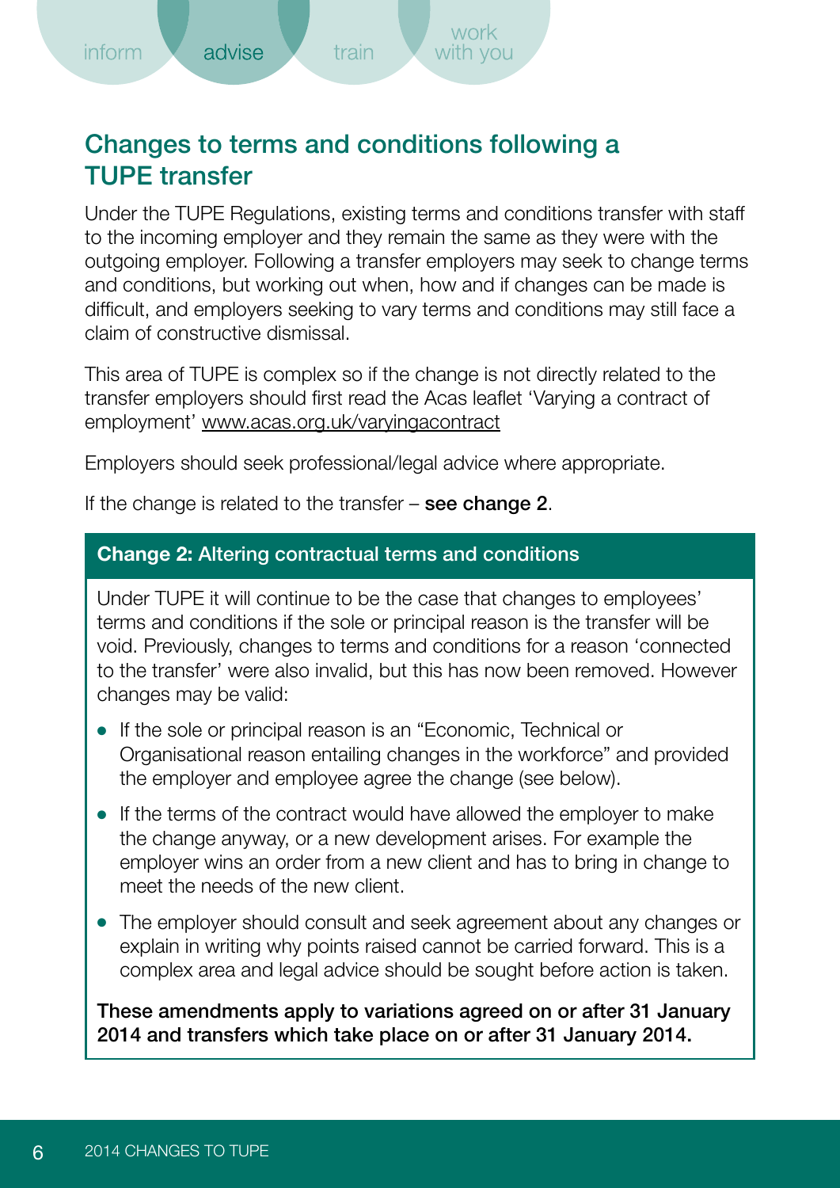## Changes to terms and conditions following a TUPE transfer

Under the TUPE Regulations, existing terms and conditions transfer with staff to the incoming employer and they remain the same as they were with the outgoing employer. Following a transfer employers may seek to change terms and conditions, but working out when, how and if changes can be made is difficult, and employers seeking to vary terms and conditions may still face a claim of constructive dismissal.

This area of TUPE is complex so if the change is not directly related to the transfer employers should first read the Acas leaflet 'Varying a contract of employment' www.acas.org.uk/varyingacontract

Employers should seek professional/legal advice where appropriate.

If the change is related to the transfer – **see change 2**.

### Change 2: Altering contractual terms and conditions

Under TUPE it will continue to be the case that changes to employees' terms and conditions if the sole or principal reason is the transfer will be void. Previously, changes to terms and conditions for a reason 'connected to the transfer' were also invalid, but this has now been removed. However changes may be valid:

- If the sole or principal reason is an "Economic, Technical or Organisational reason entailing changes in the workforce" and provided the employer and employee agree the change (see below).
- If the terms of the contract would have allowed the employer to make the change anyway, or a new development arises. For example the employer wins an order from a new client and has to bring in change to meet the needs of the new client.
- The employer should consult and seek agreement about any changes or explain in writing why points raised cannot be carried forward. This is a complex area and legal advice should be sought before action is taken.

**These amendments apply to variations agreed on or after 31 January 2014 and transfers which take place on or after 31 January 2014.**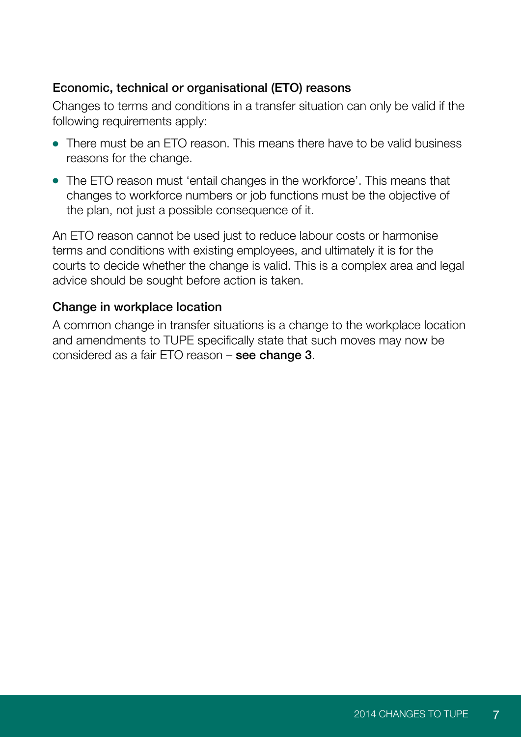### Economic, technical or organisational (ETO) reasons

Changes to terms and conditions in a transfer situation can only be valid if the following requirements apply:

- There must be an ETO reason. This means there have to be valid business reasons for the change.
- The ETO reason must 'entail changes in the workforce'. This means that changes to workforce numbers or job functions must be the objective of the plan, not just a possible consequence of it.

An ETO reason cannot be used just to reduce labour costs or harmonise terms and conditions with existing employees, and ultimately it is for the courts to decide whether the change is valid. This is a complex area and legal advice should be sought before action is taken.

### Change in workplace location

A common change in transfer situations is a change to the workplace location and amendments to TUPE specifically state that such moves may now be considered as a fair ETO reason – **see change 3**.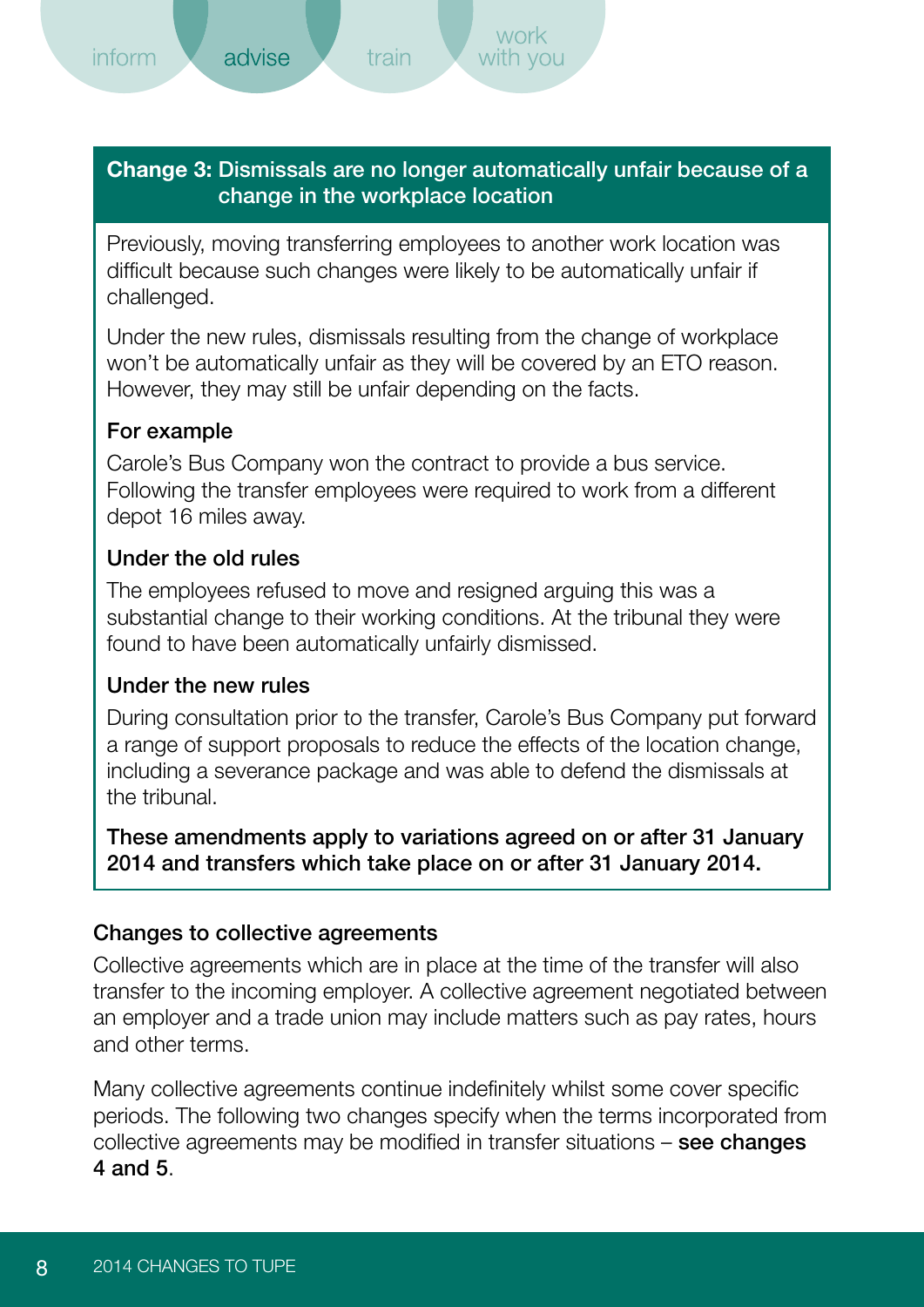**Change 3:** Dismissals are no longer automatically unfair because of a change in the workplace location

Previously, moving transferring employees to another work location was difficult because such changes were likely to be automatically unfair if challenged.

Under the new rules, dismissals resulting from the change of workplace won't be automatically unfair as they will be covered by an ETO reason. However, they may still be unfair depending on the facts.

**For example**

Carole's Bus Company won the contract to provide a bus service. Following the transfer employees were required to work from a different depot 16 miles away.

**Under the old rules**

The employees refused to move and resigned arguing this was a substantial change to their working conditions. At the tribunal they were found to have been automatically unfairly dismissed.

**Under the new rules**

During consultation prior to the transfer, Carole's Bus Company put forward a range of support proposals to reduce the effects of the location change, including a severance package and was able to defend the dismissals at the tribunal.

**These amendments apply to variations agreed on or after 31 January 2014 and transfers which take place on or after 31 January 2014.**

### Changes to collective agreements

Collective agreements which are in place at the time of the transfer will also transfer to the incoming employer. A collective agreement negotiated between an employer and a trade union may include matters such as pay rates, hours and other terms.

Many collective agreements continue indefinitely whilst some cover specific periods. The following two changes specify when the terms incorporated from collective agreements may be modified in transfer situations – **see changes 4 and 5**.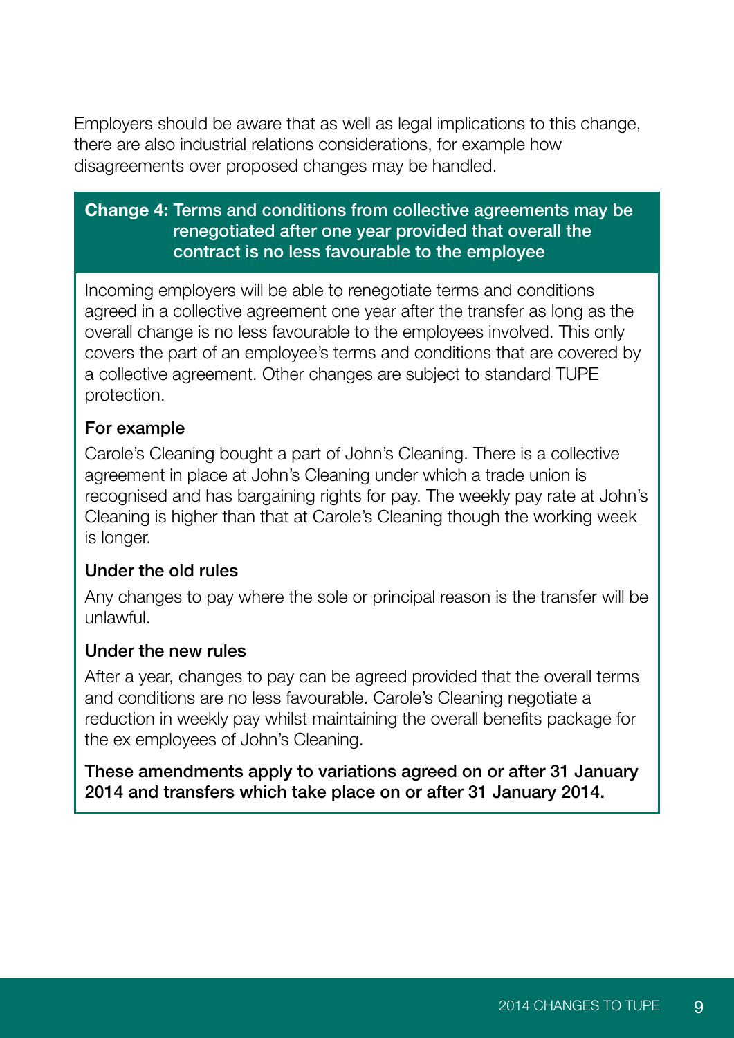Employers should be aware that as well as legal implications to this change, there are also industrial relations considerations, for example how disagreements over proposed changes may be handled.

## Change 4: Terms and conditions from collective agreements may be renegotiated after one year provided that overall the contract is no less favourable to the employee

Incoming employers will be able to renegotiate terms and conditions agreed in a collective agreement one year after the transfer as long as the overall change is no less favourable to the employees involved. This only covers the part of an employee's terms and conditions that are covered by a collective agreement. Other changes are subject to standard TUPE protection.

### For example

Carole's Cleaning bought a part of John's Cleaning. There is a collective agreement in place at John's Cleaning under which a trade union is recognised and has bargaining rights for pay. The weekly pay rate at John's Cleaning is higher than that at Carole's Cleaning though the working week is longer.

### Under the old rules

Any changes to pay where the sole or principal reason is the transfer will be unlawful.

### Under the new rules

After a year, changes to pay can be agreed provided that the overall terms and conditions are no less favourable. Carole's Cleaning negotiate a reduction in weekly pay whilst maintaining the overall benefits package for the ex employees of John's Cleaning.

**These amendments apply to variations agreed on or after 31 January 2014 and transfers which take place on or after 31 January 2014.**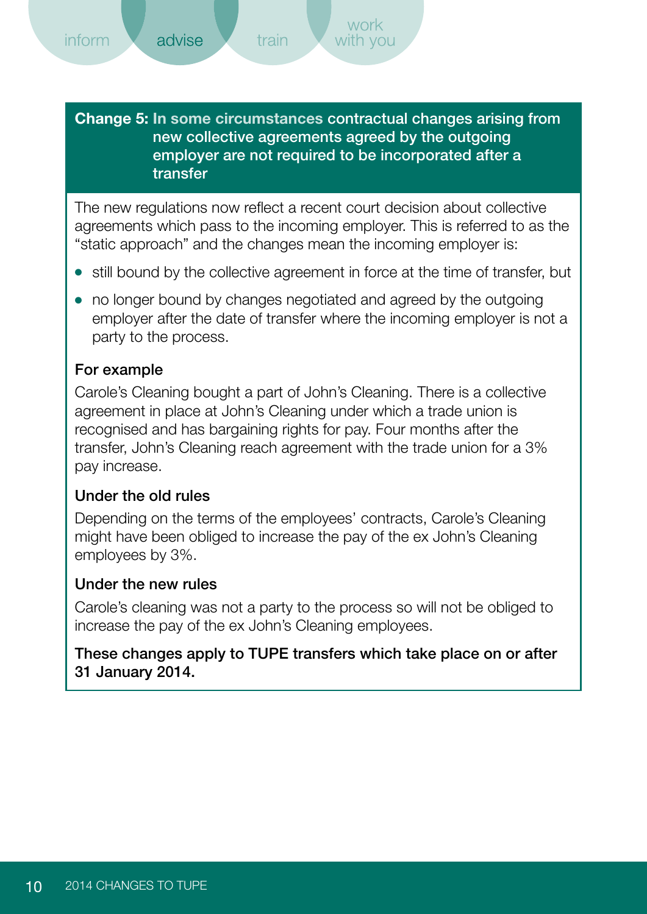## Change 5: In some circumstances contractual changes arising from new collective agreements agreed by the outgoing employer are not required to be incorporated after a transfer

The new regulations now reflect a recent court decision about collective agreements which pass to the incoming employer. This is referred to as the "static approach" and the changes mean the incoming employer is:

- still bound by the collective agreement in force at the time of transfer, but
- no longer bound by changes negotiated and agreed by the outgoing employer after the date of transfer where the incoming employer is not a party to the process.

### For example

Carole's Cleaning bought a part of John's Cleaning. There is a collective agreement in place at John's Cleaning under which a trade union is recognised and has bargaining rights for pay. Four months after the transfer, John's Cleaning reach agreement with the trade union for a 3% pay increase.

### Under the old rules

Depending on the terms of the employees' contracts, Carole's Cleaning might have been obliged to increase the pay of the ex John's Cleaning employees by 3%.

### Under the new rules

Carole's cleaning was not a party to the process so will not be obliged to increase the pay of the ex John's Cleaning employees.

**These changes apply to TUPE transfers which take place on or after 31 January 2014.**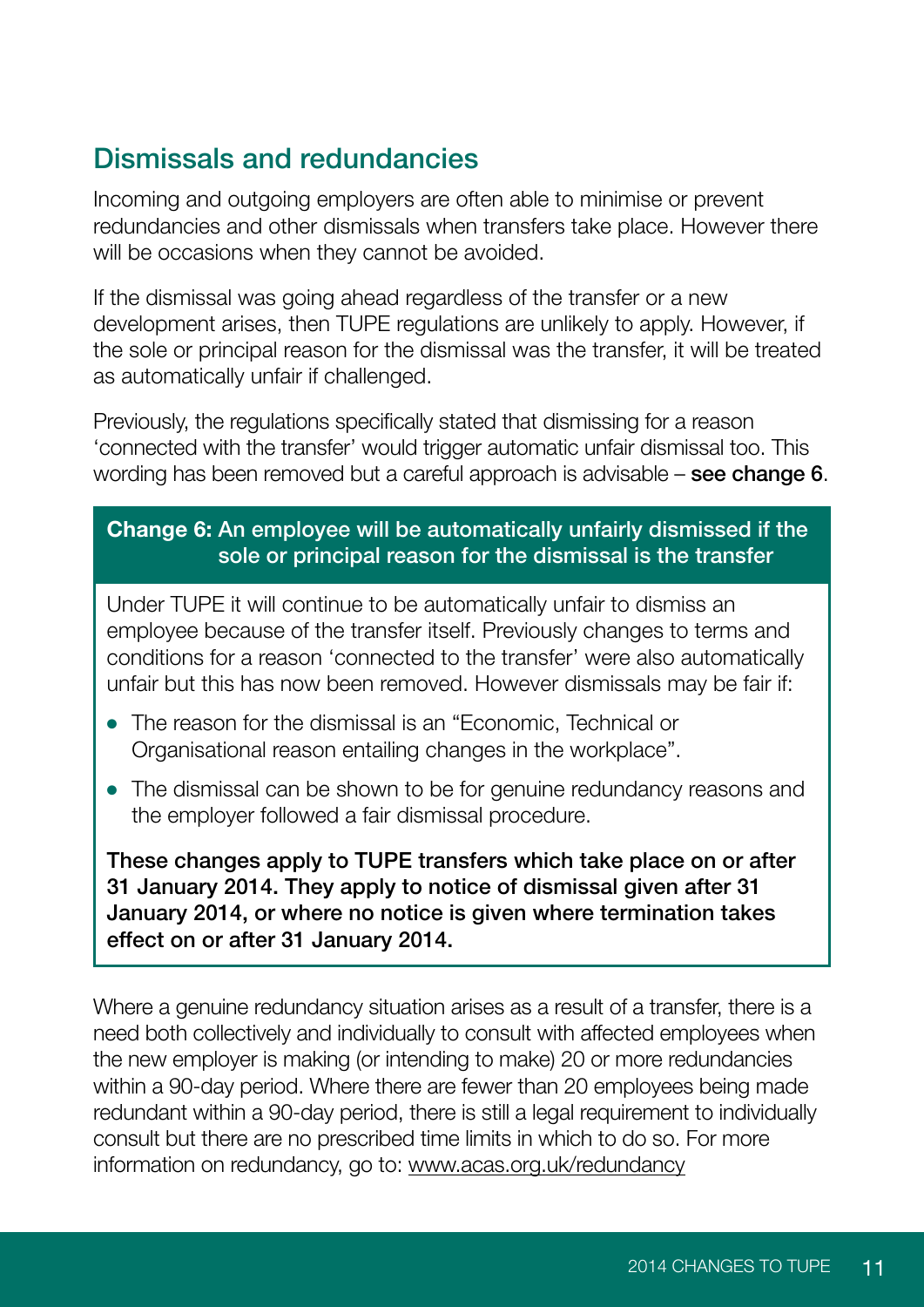## Dismissals and redundancies

Incoming and outgoing employers are often able to minimise or prevent redundancies and other dismissals when transfers take place. However there will be occasions when they cannot be avoided.

If the dismissal was going ahead regardless of the transfer or a new development arises, then TUPE regulations are unlikely to apply. However, if the sole or principal reason for the dismissal was the transfer, it will be treated as automatically unfair if challenged.

Previously, the regulations specifically stated that dismissing for a reason 'connected with the transfer' would trigger automatic unfair dismissal too. This wording has been removed but a careful approach is advisable – **see change 6**.

**Change 6: An employee will be automatically unfairly dismissed if the sole or principal reason for the dismissal is the transfer**

Under TUPE it will continue to be automatically unfair to dismiss an employee because of the transfer itself. Previously changes to terms and conditions for a reason 'connected to the transfer' were also automatically unfair but this has now been removed. However dismissals may be fair if:

- The reason for the dismissal is an "Economic, Technical or Organisational reason entailing changes in the workplace".
- The dismissal can be shown to be for genuine redundancy reasons and the employer followed a fair dismissal procedure.

**These changes apply to TUPE transfers which take place on or after 31 January 2014. They apply to notice of dismissal given after 31 January 2014, or where no notice is given where termination takes effect on or after 31 January 2014.**

Where a genuine redundancy situation arises as a result of a transfer, there is a need both collectively and individually to consult with affected employees when the new employer is making (or intending to make) 20 or more redundancies within a 90-day period. Where there are fewer than 20 employees being made redundant within a 90-day period, there is still a legal requirement to individually consult but there are no prescribed time limits in which to do so. For more information on redundancy, go to: www.acas.org.uk/redundancy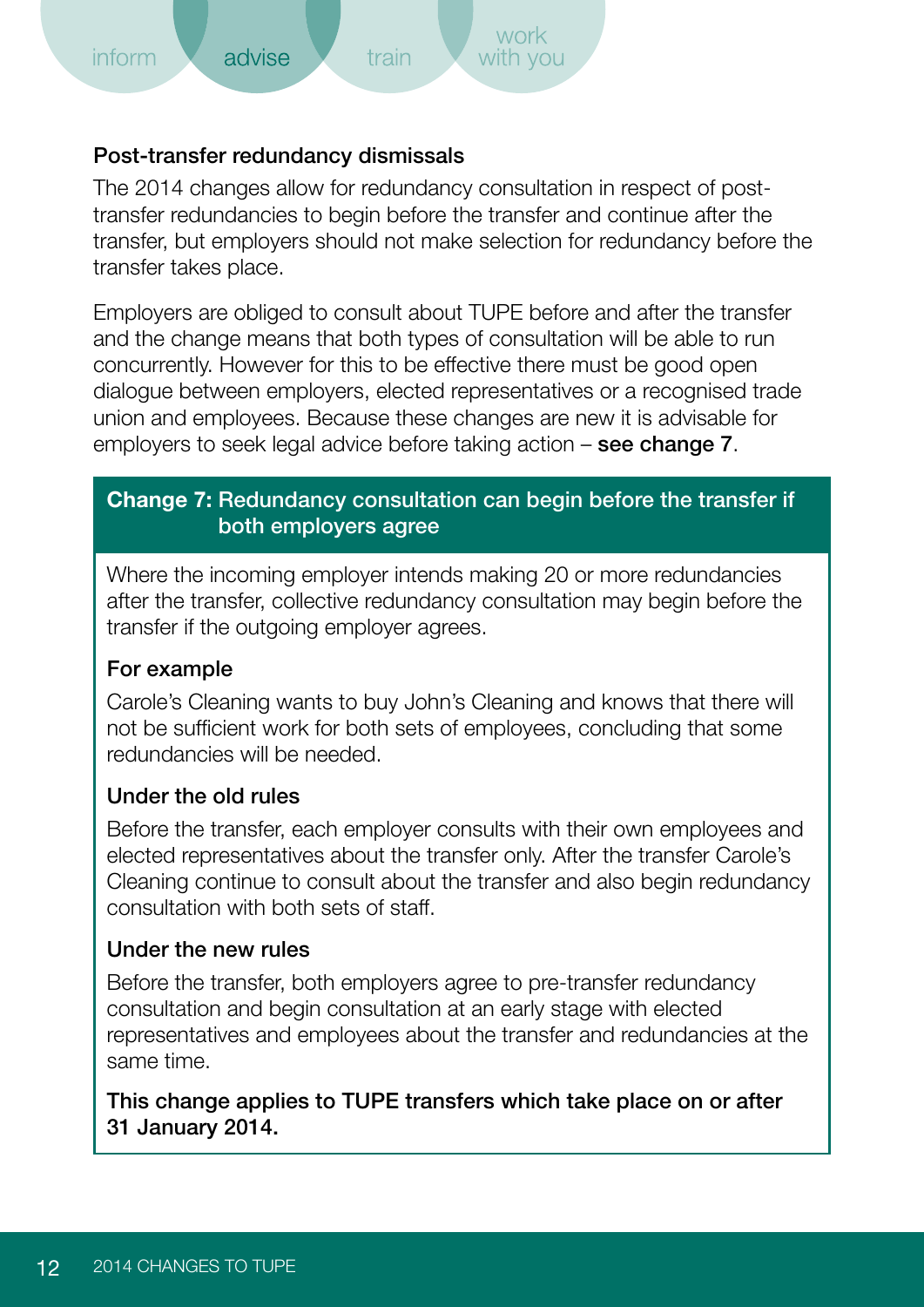## Post-transfer redundancy dismissals

The 2014 changes allow for redundancy consultation in respect of post-transfer redundancies to begin before the transfer and continue after the transfer, but employers should not make selection for redundancy before the transfer takes place.

Employers are obliged to consult about TUPE before and after the transfer and the change means that both types of consultation will be able to run concurrently. However for this to be effective there must be good open dialogue between employers, elected representatives or a recognised trade union and employees. Because these changes are new it is advisable for employers to seek legal advice before taking action – **see change 7**.

### Change 7: Redundancy consultation can begin before the transfer if both employers agree

Where the incoming employer intends making 20 or more redundancies after the transfer, collective redundancy consultation may begin before the transfer if the outgoing employer agrees.

**For example**

Carole's Cleaning wants to buy John's Cleaning and knows that there will not be sufficient work for both sets of employees, concluding that some redundancies will be needed.

**Under the old rules**

Before the transfer, each employer consults with their own employees and elected representatives about the transfer only. After the transfer Carole's Cleaning continue to consult about the transfer and also begin redundancy consultation with both sets of staff.

**Under the new rules**

Before the transfer, both employers agree to pre-transfer redundancy consultation and begin consultation at an early stage with elected representatives and employees about the transfer and redundancies at the same time.

**This change applies to TUPE transfers which take place on or after 31 January 2014.**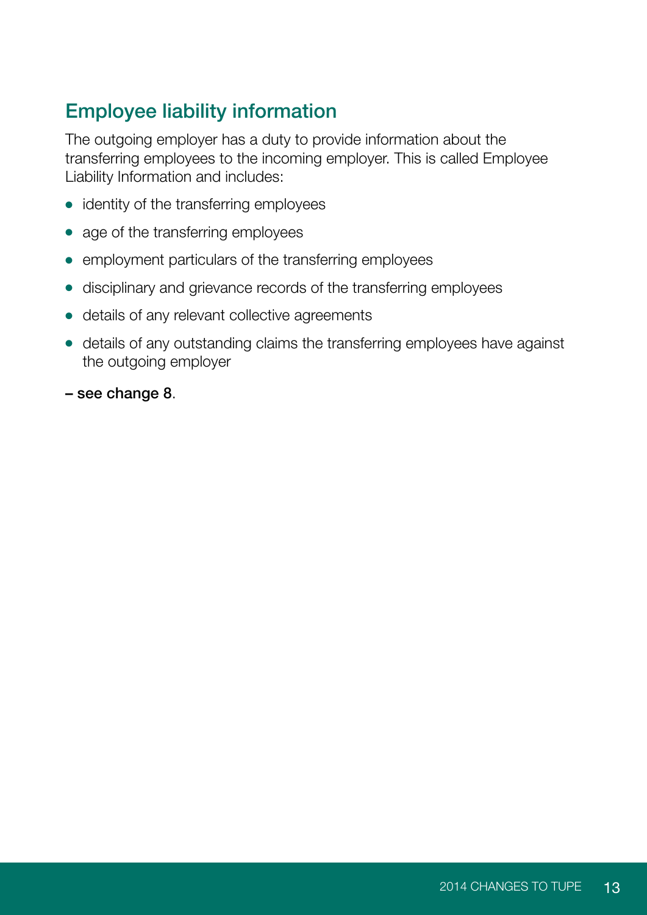## Employee liability information

The outgoing employer has a duty to provide information about the transferring employees to the incoming employer. This is called Employee Liability Information and includes:

- identity of the transferring employees
- age of the transferring employees
- employment particulars of the transferring employees
- disciplinary and grievance records of the transferring employees
- details of any relevant collective agreements
- details of any outstanding claims the transferring employees have against the outgoing employer

– see change 8.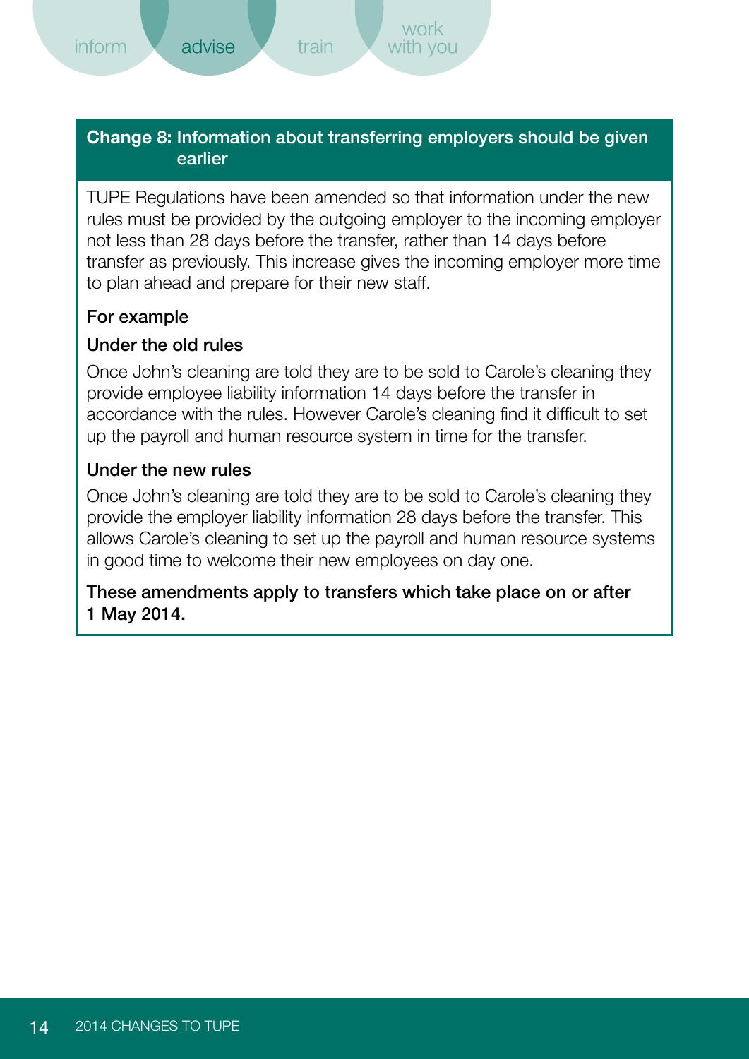## Change 8: Information about transferring employers should be given earlier

TUPE Regulations have been amended so that information under the new rules must be provided by the outgoing employer to the incoming employer not less than 28 days before the transfer, rather than 14 days before transfer as previously. This increase gives the incoming employer more time to plan ahead and prepare for their new staff.

**For example**

**Under the old rules**

Once John's cleaning are told they are to be sold to Carole's cleaning they provide employee liability information 14 days before the transfer in accordance with the rules. However Carole's cleaning find it difficult to set up the payroll and human resource system in time for the transfer.

**Under the new rules**

Once John's cleaning are told they are to be sold to Carole's cleaning they provide the employer liability information 28 days before the transfer. This allows Carole's cleaning to set up the payroll and human resource systems in good time to welcome their new employees on day one.

**These amendments apply to transfers which take place on or after 1 May 2014.**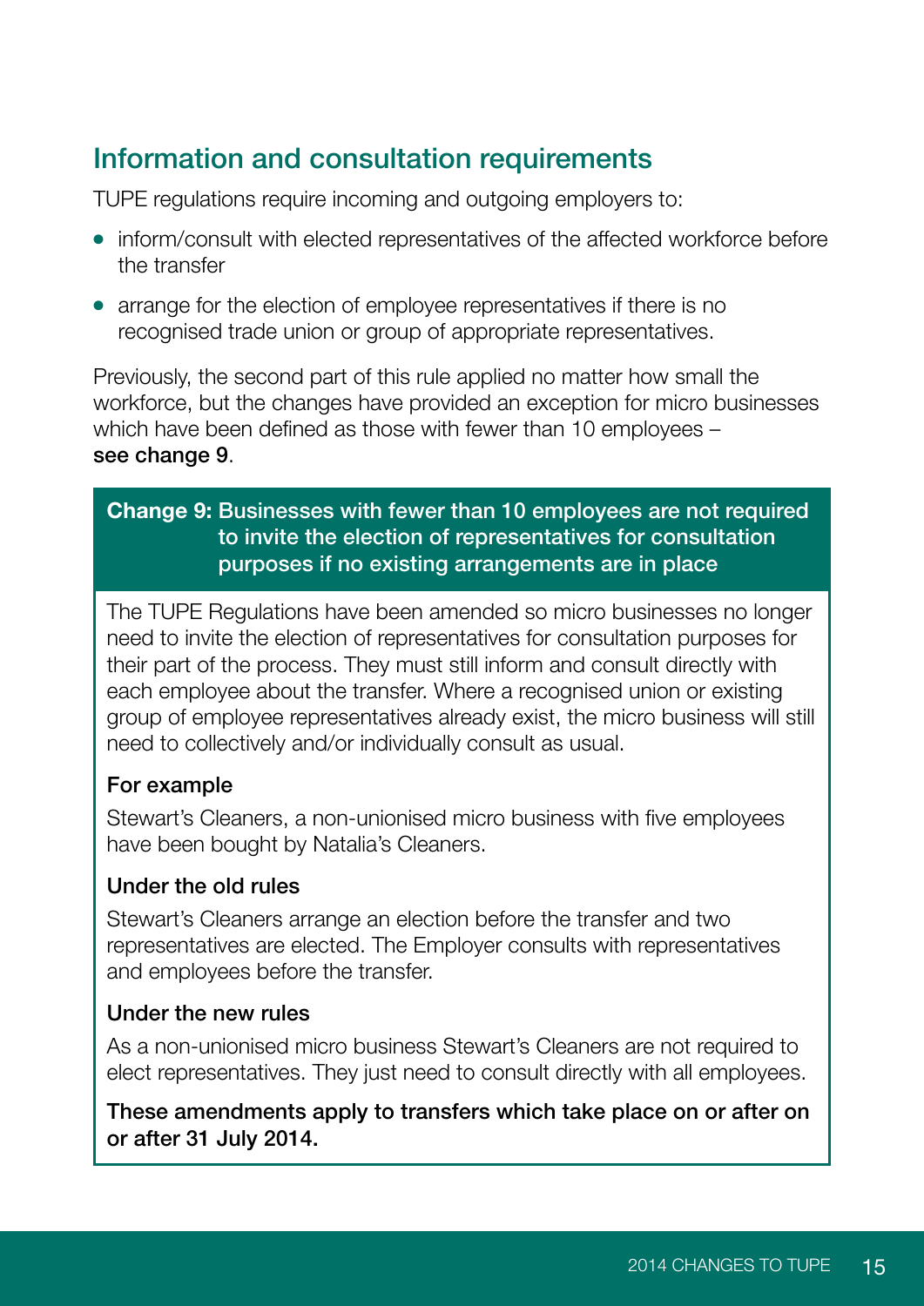## Information and consultation requirements

TUPE regulations require incoming and outgoing employers to:

- inform/consult with elected representatives of the affected workforce before the transfer
- arrange for the election of employee representatives if there is no recognised trade union or group of appropriate representatives.

Previously, the second part of this rule applied no matter how small the workforce, but the changes have provided an exception for micro businesses which have been defined as those with fewer than 10 employees – **see change 9**.

### Change 9: Businesses with fewer than 10 employees are not required to invite the election of representatives for consultation purposes if no existing arrangements are in place

The TUPE Regulations have been amended so micro businesses no longer need to invite the election of representatives for consultation purposes for their part of the process. They must still inform and consult directly with each employee about the transfer. Where a recognised union or existing group of employee representatives already exist, the micro business will still need to collectively and/or individually consult as usual.

**For example**

Stewart's Cleaners, a non-unionised micro business with five employees have been bought by Natalia's Cleaners.

**Under the old rules**

Stewart's Cleaners arrange an election before the transfer and two representatives are elected. The Employer consults with representatives and employees before the transfer.

**Under the new rules**

As a non-unionised micro business Stewart's Cleaners are not required to elect representatives. They just need to consult directly with all employees.

**These amendments apply to transfers which take place on or after on or after 31 July 2014.**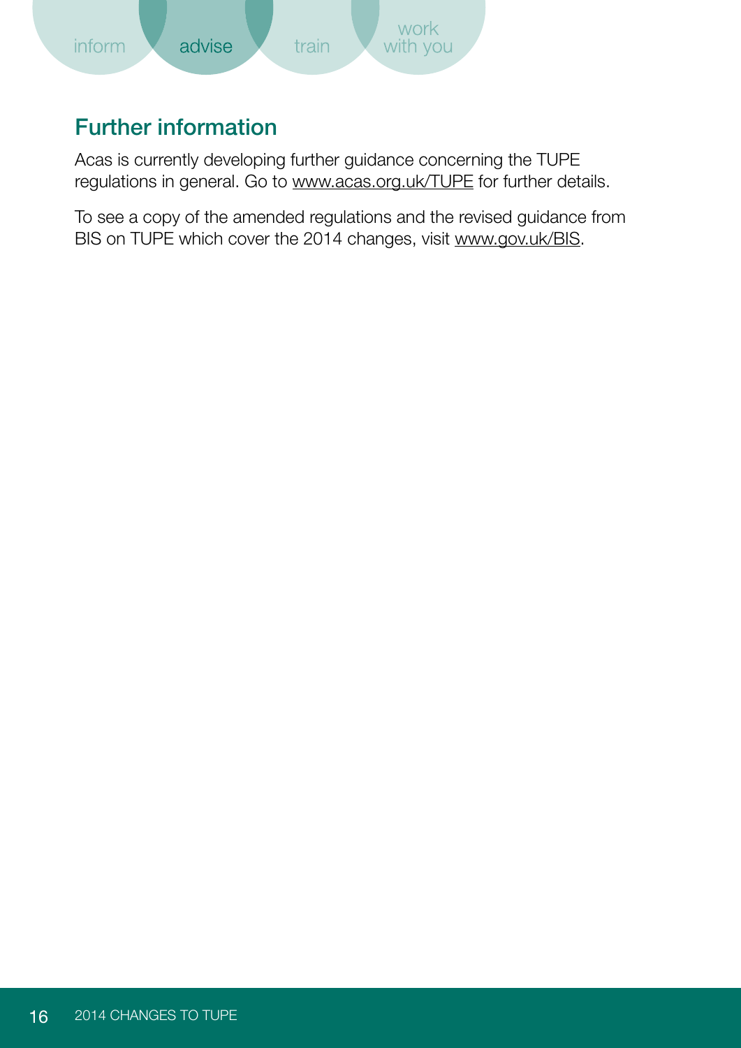## Further information

Acas is currently developing further guidance concerning the TUPE regulations in general. Go to www.acas.org.uk/TUPE for further details.

To see a copy of the amended regulations and the revised guidance from BIS on TUPE which cover the 2014 changes, visit www.gov.uk/BIS.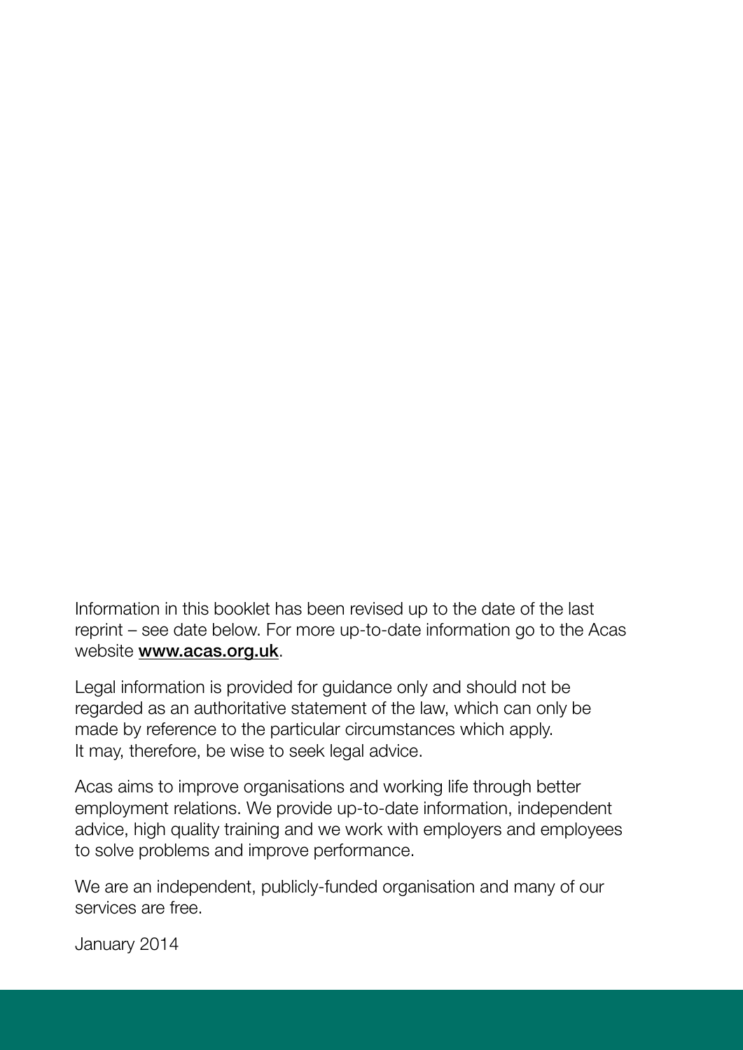Information in this booklet has been revised up to the date of the last reprint – see date below. For more up-to-date information go to the Acas website **www.acas.org.uk**.

Legal information is provided for guidance only and should not be regarded as an authoritative statement of the law, which can only be made by reference to the particular circumstances which apply. It may, therefore, be wise to seek legal advice.

Acas aims to improve organisations and working life through better employment relations. We provide up-to-date information, independent advice, high quality training and we work with employers and employees to solve problems and improve performance.

We are an independent, publicly-funded organisation and many of our services are free.

January 2014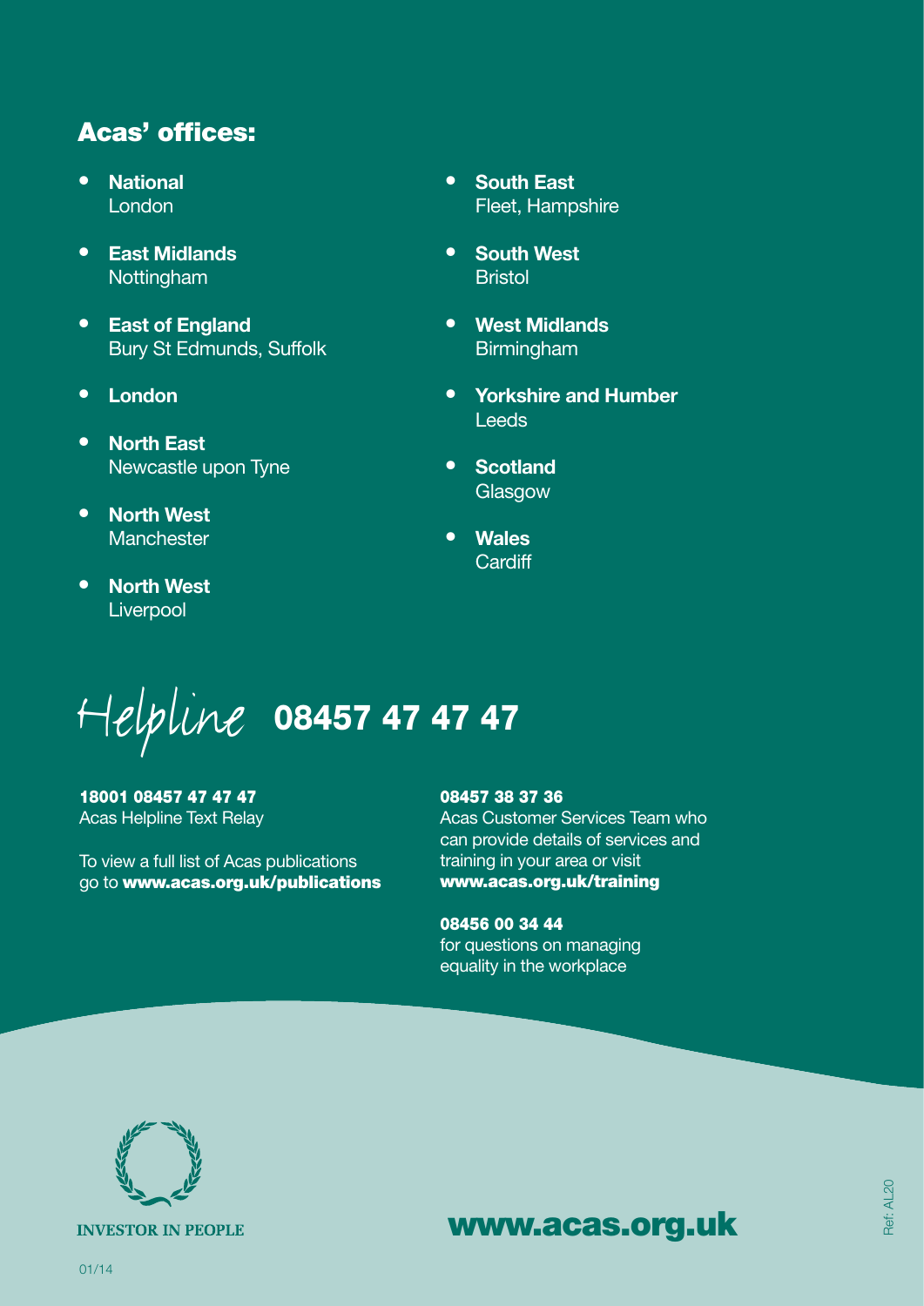## Acas' offices:

- **National**
  London
- **East Midlands**
  Nottingham
- **East of England**
  Bury St Edmunds, Suffolk
- **London**
- **North East**
  Newcastle upon Tyne
- **North West**
  Manchester
- **North West**
  Liverpool
- **South East**
  Fleet, Hampshire
- **South West**
  Bristol
- **West Midlands**
  Birmingham
- **Yorkshire and Humber**
  Leeds
- **Scotland**
  Glasgow
- **Wales**
  Cardiff

Helpline **08457 47 47 47**

**18001 08457 47 47 47**
Acas Helpline Text Relay

To view a full list of Acas publications go to **www.acas.org.uk/publications**

**08457 38 37 36**
Acas Customer Services Team who can provide details of services and training in your area or visit **www.acas.org.uk/training**

**08456 00 34 44**
for questions on managing equality in the workplace

INVESTOR IN PEOPLE

**www.acas.org.uk**

Ref: AL20

01/14